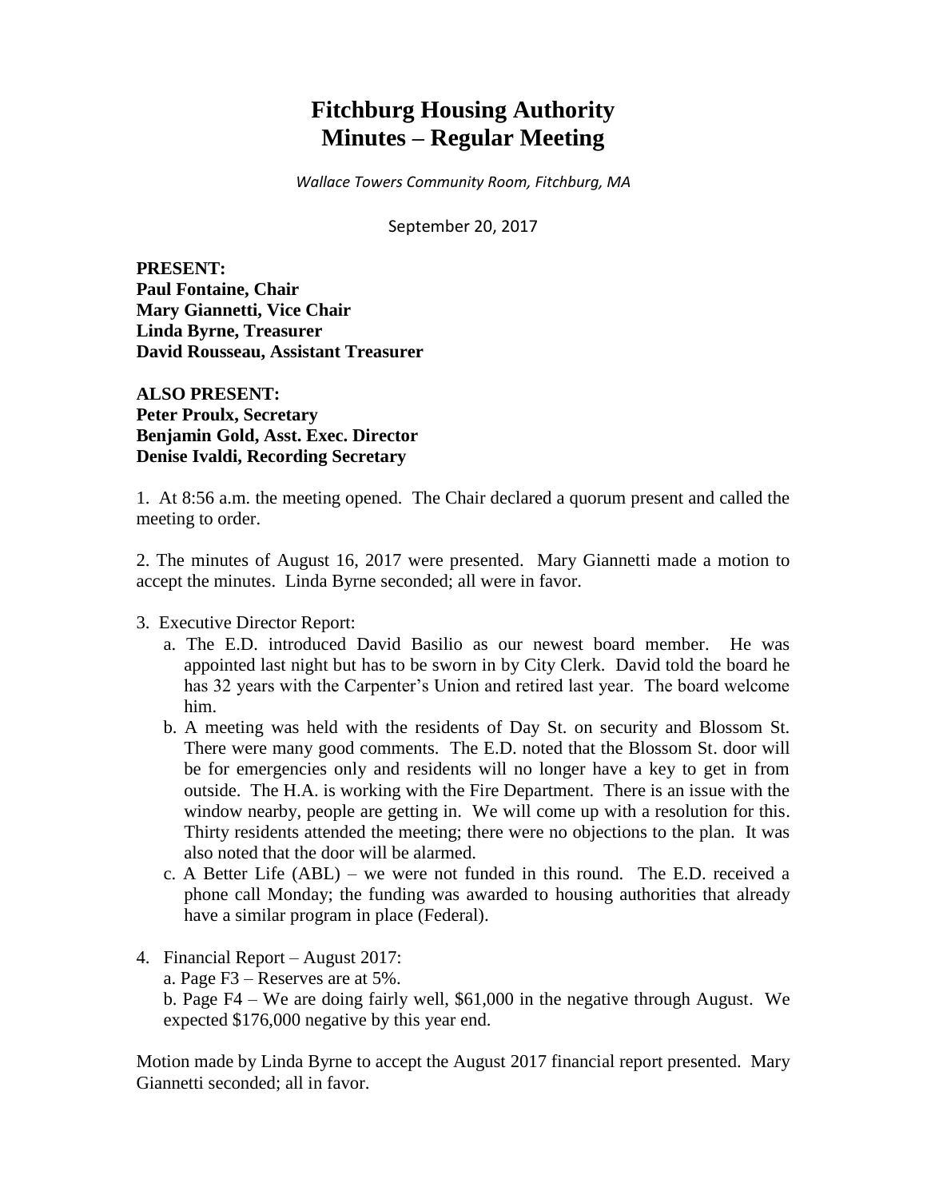# Fitchburg Housing Authority
# Minutes – Regular Meeting

*Wallace Towers Community Room, Fitchburg, MA*

September 20, 2017

**PRESENT:**
**Paul Fontaine, Chair**
**Mary Giannetti, Vice Chair**
**Linda Byrne, Treasurer**
**David Rousseau, Assistant Treasurer**

**ALSO PRESENT:**
**Peter Proulx, Secretary**
**Benjamin Gold, Asst. Exec. Director**
**Denise Ivaldi, Recording Secretary**

1. At 8:56 a.m. the meeting opened. The Chair declared a quorum present and called the meeting to order.

2. The minutes of August 16, 2017 were presented. Mary Giannetti made a motion to accept the minutes. Linda Byrne seconded; all were in favor.

3. Executive Director Report:
   a. The E.D. introduced David Basilio as our newest board member. He was appointed last night but has to be sworn in by City Clerk. David told the board he has 32 years with the Carpenter's Union and retired last year. The board welcome him.
   b. A meeting was held with the residents of Day St. on security and Blossom St. There were many good comments. The E.D. noted that the Blossom St. door will be for emergencies only and residents will no longer have a key to get in from outside. The H.A. is working with the Fire Department. There is an issue with the window nearby, people are getting in. We will come up with a resolution for this. Thirty residents attended the meeting; there were no objections to the plan. It was also noted that the door will be alarmed.
   c. A Better Life (ABL) – we were not funded in this round. The E.D. received a phone call Monday; the funding was awarded to housing authorities that already have a similar program in place (Federal).

4. Financial Report – August 2017:
   a. Page F3 – Reserves are at 5%.
   b. Page F4 – We are doing fairly well, $61,000 in the negative through August. We expected $176,000 negative by this year end.

Motion made by Linda Byrne to accept the August 2017 financial report presented. Mary Giannetti seconded; all in favor.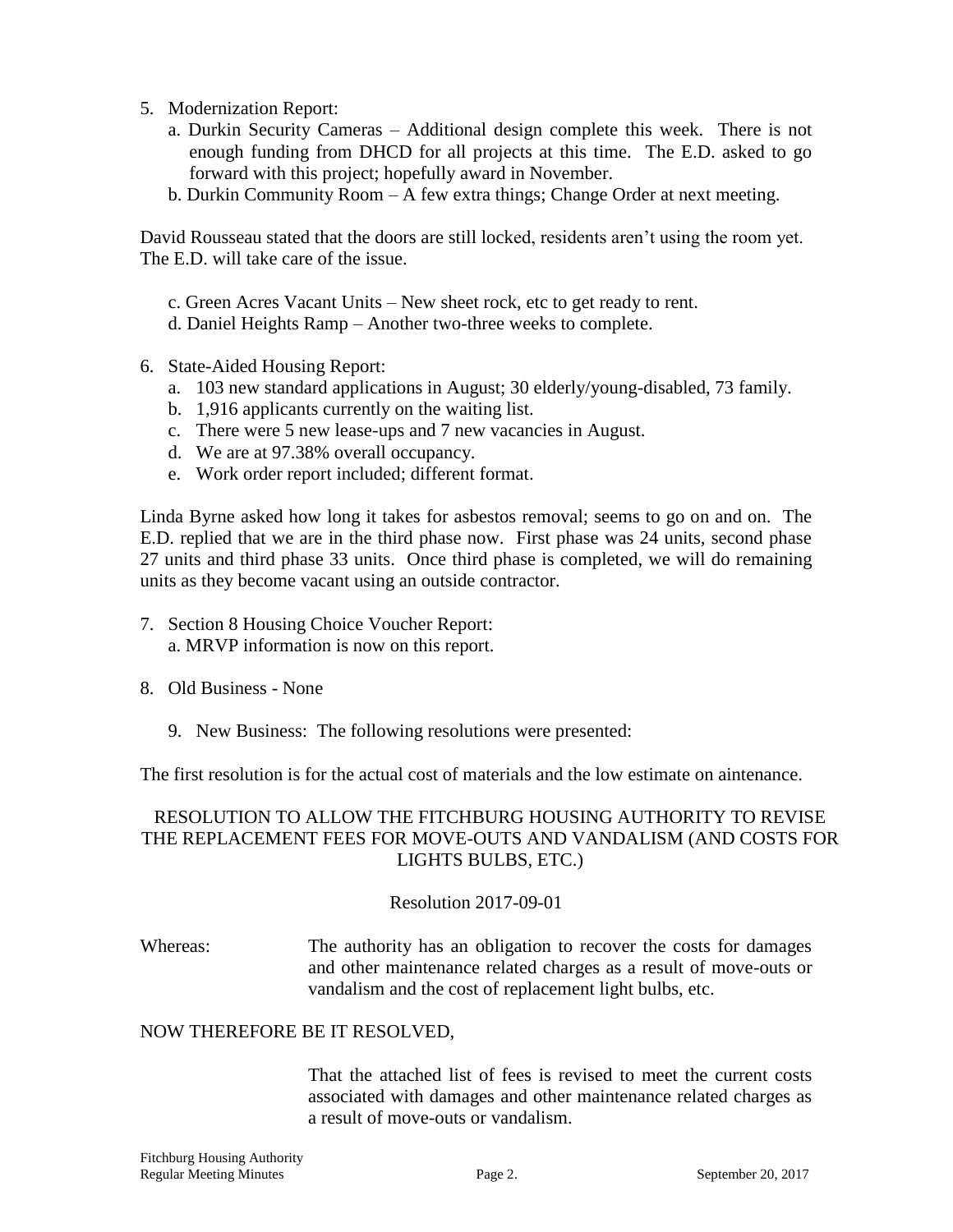5. Modernization Report:
   a. Durkin Security Cameras – Additional design complete this week. There is not enough funding from DHCD for all projects at this time. The E.D. asked to go forward with this project; hopefully award in November.
   b. Durkin Community Room – A few extra things; Change Order at next meeting.

David Rousseau stated that the doors are still locked, residents aren't using the room yet. The E.D. will take care of the issue.

   c. Green Acres Vacant Units – New sheet rock, etc to get ready to rent.
   d. Daniel Heights Ramp – Another two-three weeks to complete.

6. State-Aided Housing Report:
   a. 103 new standard applications in August; 30 elderly/young-disabled, 73 family.
   b. 1,916 applicants currently on the waiting list.
   c. There were 5 new lease-ups and 7 new vacancies in August.
   d. We are at 97.38% overall occupancy.
   e. Work order report included; different format.

Linda Byrne asked how long it takes for asbestos removal; seems to go on and on. The E.D. replied that we are in the third phase now. First phase was 24 units, second phase 27 units and third phase 33 units. Once third phase is completed, we will do remaining units as they become vacant using an outside contractor.

7. Section 8 Housing Choice Voucher Report:
   a. MRVP information is now on this report.

8. Old Business - None

9. New Business: The following resolutions were presented:

The first resolution is for the actual cost of materials and the low estimate on aintenance.

RESOLUTION TO ALLOW THE FITCHBURG HOUSING AUTHORITY TO REVISE THE REPLACEMENT FEES FOR MOVE-OUTS AND VANDALISM (AND COSTS FOR LIGHTS BULBS, ETC.)

Resolution 2017-09-01

Whereas: The authority has an obligation to recover the costs for damages and other maintenance related charges as a result of move-outs or vandalism and the cost of replacement light bulbs, etc.

NOW THEREFORE BE IT RESOLVED,

That the attached list of fees is revised to meet the current costs associated with damages and other maintenance related charges as a result of move-outs or vandalism.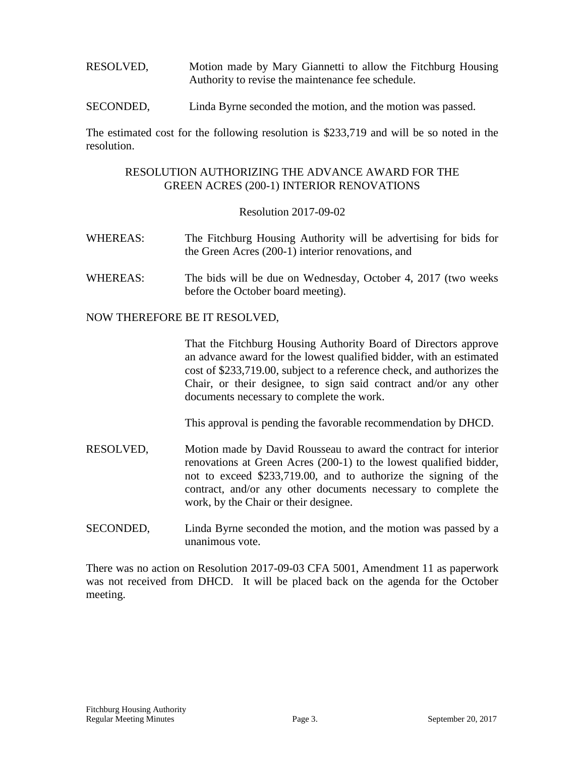RESOLVED, Motion made by Mary Giannetti to allow the Fitchburg Housing Authority to revise the maintenance fee schedule.

SECONDED, Linda Byrne seconded the motion, and the motion was passed.

The estimated cost for the following resolution is $233,719 and will be so noted in the resolution.

RESOLUTION AUTHORIZING THE ADVANCE AWARD FOR THE GREEN ACRES (200-1) INTERIOR RENOVATIONS

Resolution 2017-09-02

WHEREAS: The Fitchburg Housing Authority will be advertising for bids for the Green Acres (200-1) interior renovations, and

WHEREAS: The bids will be due on Wednesday, October 4, 2017 (two weeks before the October board meeting).

NOW THEREFORE BE IT RESOLVED,

That the Fitchburg Housing Authority Board of Directors approve an advance award for the lowest qualified bidder, with an estimated cost of $233,719.00, subject to a reference check, and authorizes the Chair, or their designee, to sign said contract and/or any other documents necessary to complete the work.

This approval is pending the favorable recommendation by DHCD.

RESOLVED, Motion made by David Rousseau to award the contract for interior renovations at Green Acres (200-1) to the lowest qualified bidder, not to exceed $233,719.00, and to authorize the signing of the contract, and/or any other documents necessary to complete the work, by the Chair or their designee.

SECONDED, Linda Byrne seconded the motion, and the motion was passed by a unanimous vote.

There was no action on Resolution 2017-09-03 CFA 5001, Amendment 11 as paperwork was not received from DHCD. It will be placed back on the agenda for the October meeting.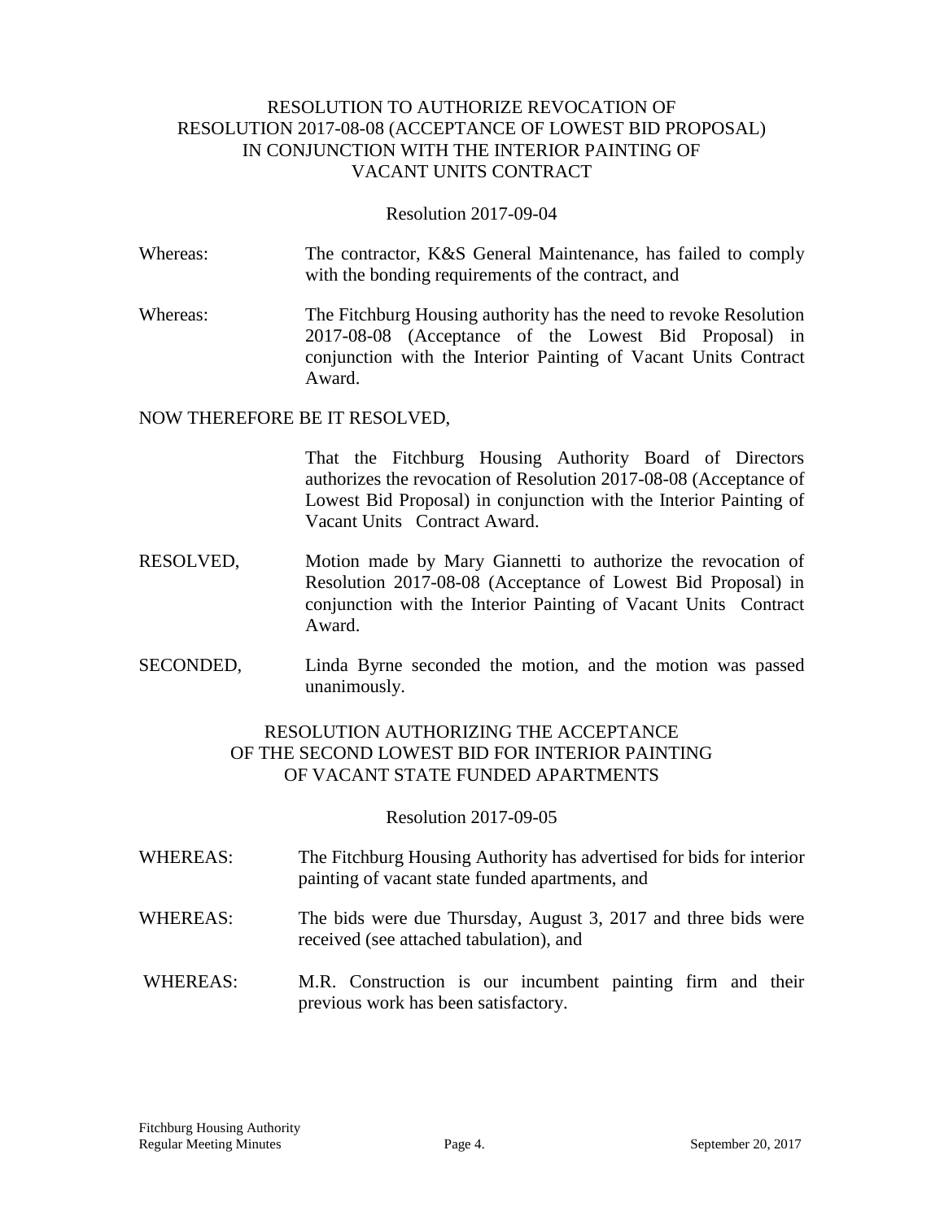## RESOLUTION TO AUTHORIZE REVOCATION OF RESOLUTION 2017-08-08 (ACCEPTANCE OF LOWEST BID PROPOSAL) IN CONJUNCTION WITH THE INTERIOR PAINTING OF VACANT UNITS CONTRACT

Resolution 2017-09-04

Whereas: The contractor, K&S General Maintenance, has failed to comply with the bonding requirements of the contract, and

Whereas: The Fitchburg Housing authority has the need to revoke Resolution 2017-08-08 (Acceptance of the Lowest Bid Proposal) in conjunction with the Interior Painting of Vacant Units Contract Award.

NOW THEREFORE BE IT RESOLVED,

That the Fitchburg Housing Authority Board of Directors authorizes the revocation of Resolution 2017-08-08 (Acceptance of Lowest Bid Proposal) in conjunction with the Interior Painting of Vacant Units Contract Award.

RESOLVED, Motion made by Mary Giannetti to authorize the revocation of Resolution 2017-08-08 (Acceptance of Lowest Bid Proposal) in conjunction with the Interior Painting of Vacant Units Contract Award.

SECONDED, Linda Byrne seconded the motion, and the motion was passed unanimously.

## RESOLUTION AUTHORIZING THE ACCEPTANCE OF THE SECOND LOWEST BID FOR INTERIOR PAINTING OF VACANT STATE FUNDED APARTMENTS

Resolution 2017-09-05

WHEREAS: The Fitchburg Housing Authority has advertised for bids for interior painting of vacant state funded apartments, and

WHEREAS: The bids were due Thursday, August 3, 2017 and three bids were received (see attached tabulation), and

WHEREAS: M.R. Construction is our incumbent painting firm and their previous work has been satisfactory.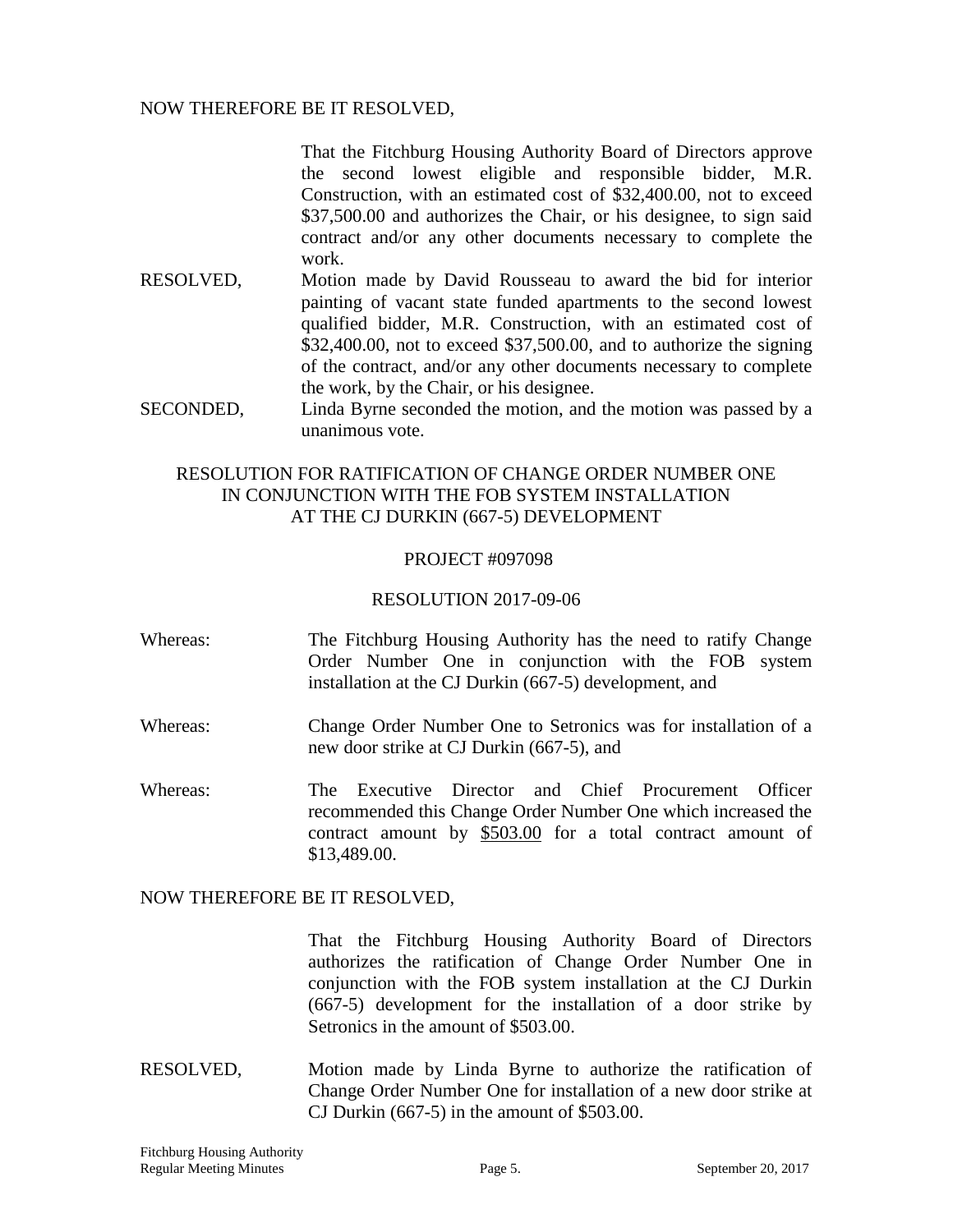NOW THEREFORE BE IT RESOLVED,

That the Fitchburg Housing Authority Board of Directors approve the second lowest eligible and responsible bidder, M.R. Construction, with an estimated cost of $32,400.00, not to exceed $37,500.00 and authorizes the Chair, or his designee, to sign said contract and/or any other documents necessary to complete the work.

RESOLVED, Motion made by David Rousseau to award the bid for interior painting of vacant state funded apartments to the second lowest qualified bidder, M.R. Construction, with an estimated cost of $32,400.00, not to exceed $37,500.00, and to authorize the signing of the contract, and/or any other documents necessary to complete the work, by the Chair, or his designee.

SECONDED, Linda Byrne seconded the motion, and the motion was passed by a unanimous vote.

RESOLUTION FOR RATIFICATION OF CHANGE ORDER NUMBER ONE IN CONJUNCTION WITH THE FOB SYSTEM INSTALLATION AT THE CJ DURKIN (667-5) DEVELOPMENT

PROJECT #097098

RESOLUTION 2017-09-06

Whereas: The Fitchburg Housing Authority has the need to ratify Change Order Number One in conjunction with the FOB system installation at the CJ Durkin (667-5) development, and

Whereas: Change Order Number One to Setronics was for installation of a new door strike at CJ Durkin (667-5), and

Whereas: The Executive Director and Chief Procurement Officer recommended this Change Order Number One which increased the contract amount by $503.00 for a total contract amount of $13,489.00.

NOW THEREFORE BE IT RESOLVED,

That the Fitchburg Housing Authority Board of Directors authorizes the ratification of Change Order Number One in conjunction with the FOB system installation at the CJ Durkin (667-5) development for the installation of a door strike by Setronics in the amount of $503.00.

RESOLVED, Motion made by Linda Byrne to authorize the ratification of Change Order Number One for installation of a new door strike at CJ Durkin (667-5) in the amount of $503.00.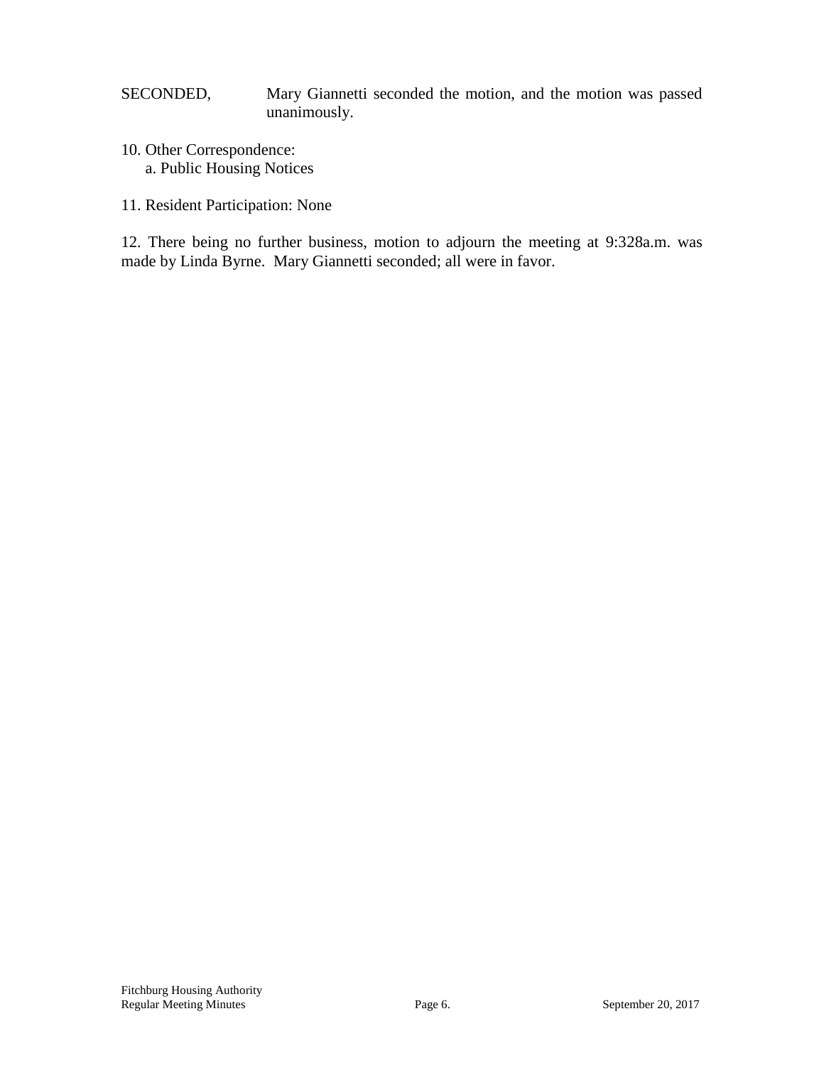SECONDED, Mary Giannetti seconded the motion, and the motion was passed unanimously.

10. Other Correspondence:
    a. Public Housing Notices

11. Resident Participation: None

12. There being no further business, motion to adjourn the meeting at 9:328a.m. was made by Linda Byrne. Mary Giannetti seconded; all were in favor.